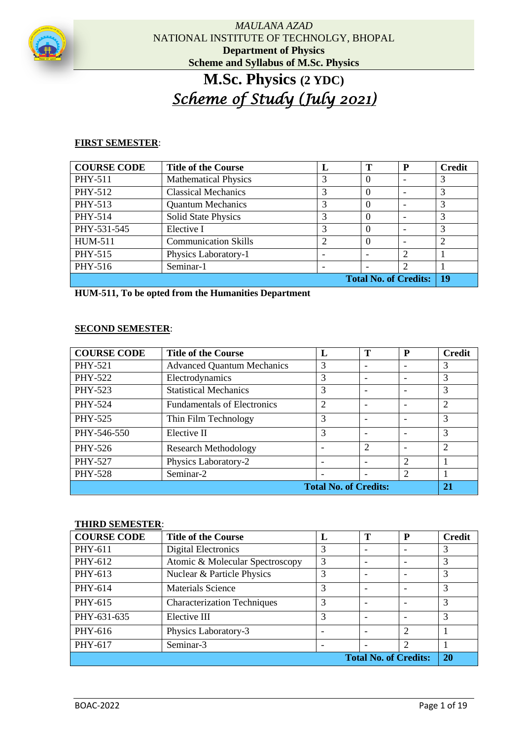MAULANA AZAD
NATIONAL INSTITUTE OF TECHNOLOGY, BHOPAL
**Department of Physics**
**Scheme and Syllabus of M.Sc. Physics**

# M.Sc. Physics (2 YDC)

## *Scheme of Study (July 2021)*

**FIRST SEMESTER**:

| COURSE CODE | Title of the Course | L | T | P | Credit |
|---|---|---|---|---|---|
| PHY-511 | Mathematical Physics | 3 | 0 | - | 3 |
| PHY-512 | Classical Mechanics | 3 | 0 | - | 3 |
| PHY-513 | Quantum Mechanics | 3 | 0 | - | 3 |
| PHY-514 | Solid State Physics | 3 | 0 | - | 3 |
| PHY-531-545 | Elective I | 3 | 0 | - | 3 |
| HUM-511 | Communication Skills | 2 | 0 | - | 2 |
| PHY-515 | Physics Laboratory-1 | - | - | 2 | 1 |
| PHY-516 | Seminar-1 | - | - | 2 | 1 |
| | | | | **Total No. of Credits:** | **19** |

**HUM-511, To be opted from the Humanities Department**

**SECOND SEMESTER**:

| COURSE CODE | Title of the Course | L | T | P | Credit |
|---|---|---|---|---|---|
| PHY-521 | Advanced Quantum Mechanics | 3 | - | - | 3 |
| PHY-522 | Electrodynamics | 3 | - | - | 3 |
| PHY-523 | Statistical Mechanics | 3 | - | - | 3 |
| PHY-524 | Fundamentals of Electronics | 2 | - | - | 2 |
| PHY-525 | Thin Film Technology | 3 | - | - | 3 |
| PHY-546-550 | Elective II | 3 | - | - | 3 |
| PHY-526 | Research Methodology | - | 2 | - | 2 |
| PHY-527 | Physics Laboratory-2 | - | - | 2 | 1 |
| PHY-528 | Seminar-2 | - | - | 2 | 1 |
| | | | **Total No. of Credits:** | | **21** |

**THIRD SEMESTER**:

| COURSE CODE | Title of the Course | L | T | P | Credit |
|---|---|---|---|---|---|
| PHY-611 | Digital Electronics | 3 | - | - | 3 |
| PHY-612 | Atomic & Molecular Spectroscopy | 3 | - | - | 3 |
| PHY-613 | Nuclear & Particle Physics | 3 | - | - | 3 |
| PHY-614 | Materials Science | 3 | - | - | 3 |
| PHY-615 | Characterization Techniques | 3 | - | - | 3 |
| PHY-631-635 | Elective III | 3 | - | - | 3 |
| PHY-616 | Physics Laboratory-3 | - | - | 2 | 1 |
| PHY-617 | Seminar-3 | - | - | 2 | 1 |
| | | | | **Total No. of Credits:** | **20** |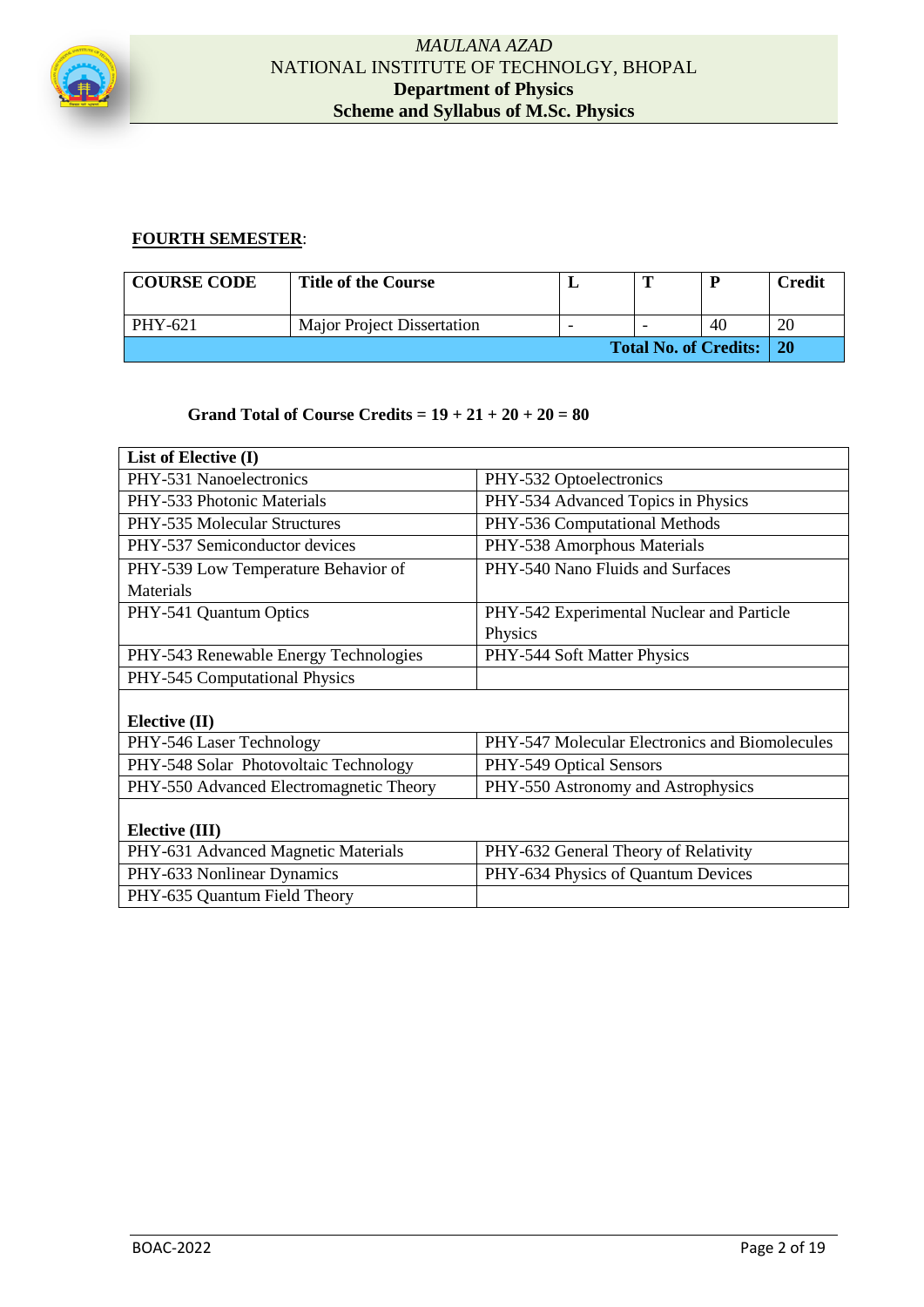**FOURTH SEMESTER**:

| COURSE CODE | Title of the Course | L | T | P | Credit |
|---|---|---|---|---|---|
| PHY-621 | Major Project Dissertation | - | - | 40 | 20 |
| | | | | **Total No. of Credits:** | **20** |

**Grand Total of Course Credits = 19 + 21 + 20 + 20 = 80**

| **List of Elective (I)** | |
|---|---|
| PHY-531 Nanoelectronics | PHY-532 Optoelectronics |
| PHY-533 Photonic Materials | PHY-534 Advanced Topics in Physics |
| PHY-535 Molecular Structures | PHY-536 Computational Methods |
| PHY-537 Semiconductor devices | PHY-538 Amorphous Materials |
| PHY-539 Low Temperature Behavior of Materials | PHY-540 Nano Fluids and Surfaces |
| PHY-541 Quantum Optics | PHY-542 Experimental Nuclear and Particle Physics |
| PHY-543 Renewable Energy Technologies | PHY-544 Soft Matter Physics |
| PHY-545 Computational Physics | |
| **Elective (II)** | |
| PHY-546 Laser Technology | PHY-547 Molecular Electronics and Biomolecules |
| PHY-548 Solar Photovoltaic Technology | PHY-549 Optical Sensors |
| PHY-550 Advanced Electromagnetic Theory | PHY-550 Astronomy and Astrophysics |
| **Elective (III)** | |
| PHY-631 Advanced Magnetic Materials | PHY-632 General Theory of Relativity |
| PHY-633 Nonlinear Dynamics | PHY-634 Physics of Quantum Devices |
| PHY-635 Quantum Field Theory | |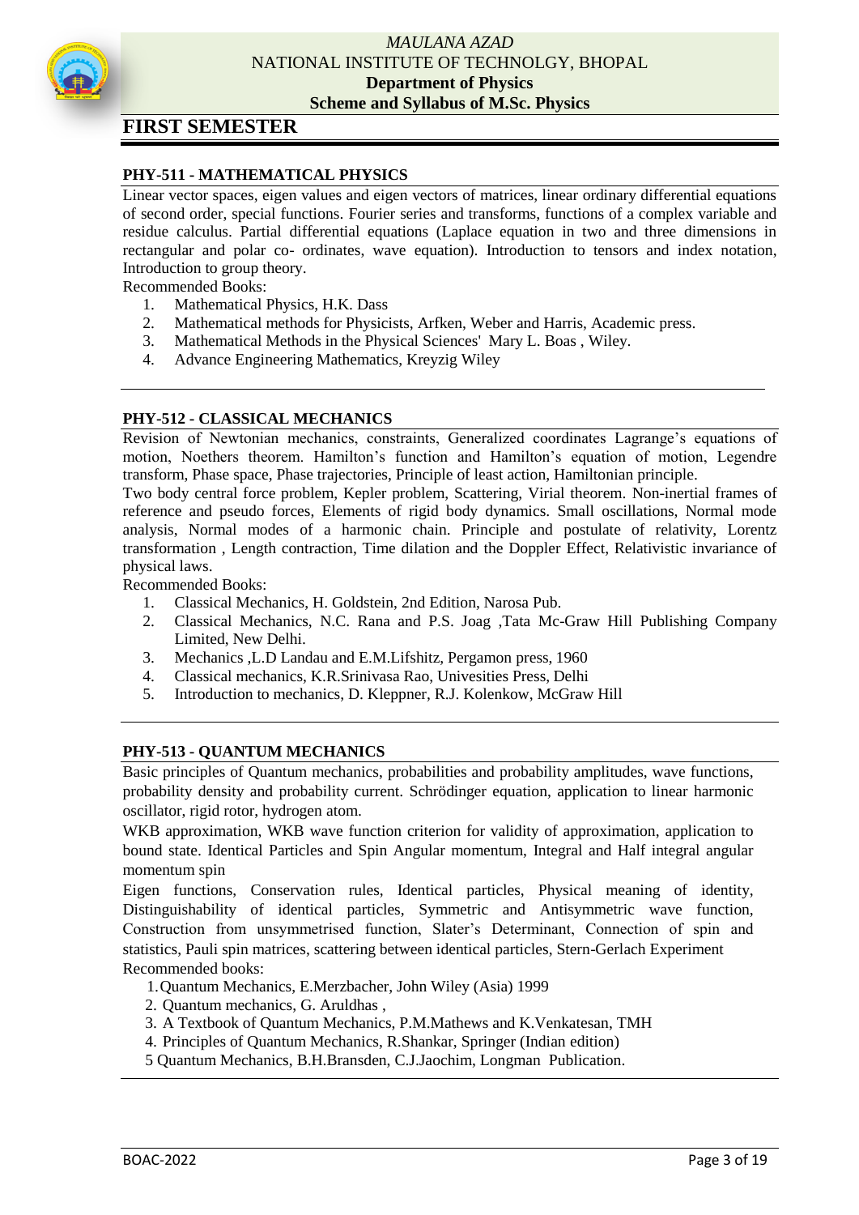MAULANA AZAD
NATIONAL INSTITUTE OF TECHNOLOGY, BHOPAL
**Department of Physics**
**Scheme and Syllabus of M.Sc. Physics**

# FIRST SEMESTER

## PHY-511 - MATHEMATICAL PHYSICS

Linear vector spaces, eigen values and eigen vectors of matrices, linear ordinary differential equations of second order, special functions. Fourier series and transforms, functions of a complex variable and residue calculus. Partial differential equations (Laplace equation in two and three dimensions in rectangular and polar co- ordinates, wave equation). Introduction to tensors and index notation, Introduction to group theory.

Recommended Books:

1. Mathematical Physics, H.K. Dass
2. Mathematical methods for Physicists, Arfken, Weber and Harris, Academic press.
3. Mathematical Methods in the Physical Sciences' Mary L. Boas , Wiley.
4. Advance Engineering Mathematics, Kreyzig Wiley

## PHY-512 - CLASSICAL MECHANICS

Revision of Newtonian mechanics, constraints, Generalized coordinates Lagrange's equations of motion, Noethers theorem. Hamilton's function and Hamilton's equation of motion, Legendre transform, Phase space, Phase trajectories, Principle of least action, Hamiltonian principle.

Two body central force problem, Kepler problem, Scattering, Virial theorem. Non-inertial frames of reference and pseudo forces, Elements of rigid body dynamics. Small oscillations, Normal mode analysis, Normal modes of a harmonic chain. Principle and postulate of relativity, Lorentz transformation , Length contraction, Time dilation and the Doppler Effect, Relativistic invariance of physical laws.

Recommended Books:

1. Classical Mechanics, H. Goldstein, 2nd Edition, Narosa Pub.
2. Classical Mechanics, N.C. Rana and P.S. Joag ,Tata Mc-Graw Hill Publishing Company Limited, New Delhi.
3. Mechanics ,L.D Landau and E.M.Lifshitz, Pergamon press, 1960
4. Classical mechanics, K.R.Srinivasa Rao, Univesities Press, Delhi
5. Introduction to mechanics, D. Kleppner, R.J. Kolenkow, McGraw Hill

## PHY-513 - QUANTUM MECHANICS

Basic principles of Quantum mechanics, probabilities and probability amplitudes, wave functions, probability density and probability current. Schrödinger equation, application to linear harmonic oscillator, rigid rotor, hydrogen atom.

WKB approximation, WKB wave function criterion for validity of approximation, application to bound state. Identical Particles and Spin Angular momentum, Integral and Half integral angular momentum spin

Eigen functions, Conservation rules, Identical particles, Physical meaning of identity, Distinguishability of identical particles, Symmetric and Antisymmetric wave function, Construction from unsymmetrised function, Slater's Determinant, Connection of spin and statistics, Pauli spin matrices, scattering between identical particles, Stern-Gerlach Experiment

Recommended books:

1. Quantum Mechanics, E.Merzbacher, John Wiley (Asia) 1999
2. Quantum mechanics, G. Aruldhas ,
3. A Textbook of Quantum Mechanics, P.M.Mathews and K.Venkatesan, TMH
4. Principles of Quantum Mechanics, R.Shankar, Springer (Indian edition)
5. Quantum Mechanics, B.H.Bransden, C.J.Jaochim, Longman Publication.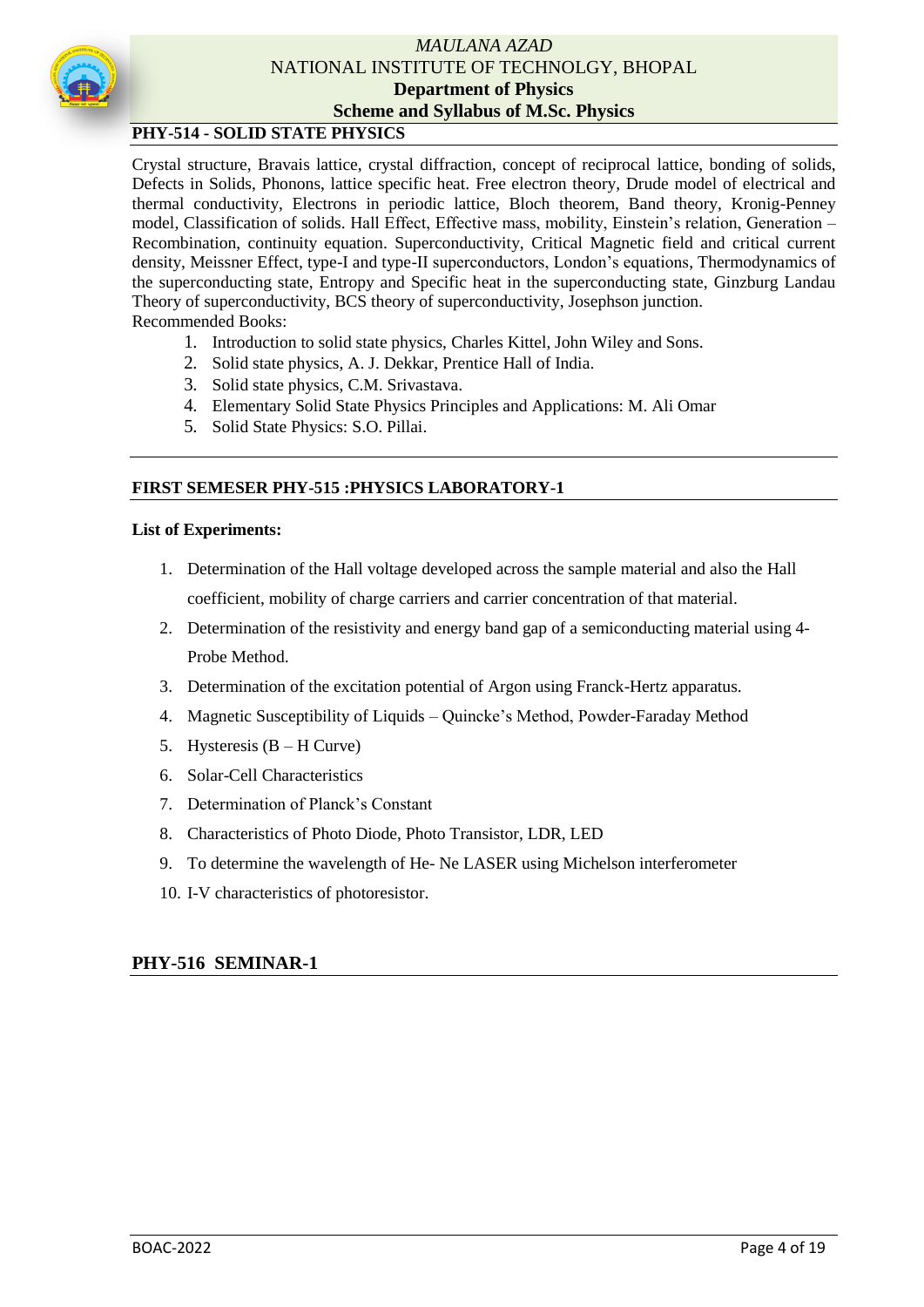## PHY-514 - SOLID STATE PHYSICS

Crystal structure, Bravais lattice, crystal diffraction, concept of reciprocal lattice, bonding of solids, Defects in Solids, Phonons, lattice specific heat. Free electron theory, Drude model of electrical and thermal conductivity, Electrons in periodic lattice, Bloch theorem, Band theory, Kronig-Penney model, Classification of solids. Hall Effect, Effective mass, mobility, Einstein's relation, Generation – Recombination, continuity equation. Superconductivity, Critical Magnetic field and critical current density, Meissner Effect, type-I and type-II superconductors, London's equations, Thermodynamics of the superconducting state, Entropy and Specific heat in the superconducting state, Ginzburg Landau Theory of superconductivity, BCS theory of superconductivity, Josephson junction.

Recommended Books:

1. Introduction to solid state physics, Charles Kittel, John Wiley and Sons.
2. Solid state physics, A. J. Dekkar, Prentice Hall of India.
3. Solid state physics, C.M. Srivastava.
4. Elementary Solid State Physics Principles and Applications: M. Ali Omar
5. Solid State Physics: S.O. Pillai.

## FIRST SEMESER PHY-515 :PHYSICS LABORATORY-1

**List of Experiments:**

1. Determination of the Hall voltage developed across the sample material and also the Hall coefficient, mobility of charge carriers and carrier concentration of that material.
2. Determination of the resistivity and energy band gap of a semiconducting material using 4-Probe Method.
3. Determination of the excitation potential of Argon using Franck-Hertz apparatus.
4. Magnetic Susceptibility of Liquids – Quincke's Method, Powder-Faraday Method
5. Hysteresis (B – H Curve)
6. Solar-Cell Characteristics
7. Determination of Planck's Constant
8. Characteristics of Photo Diode, Photo Transistor, LDR, LED
9. To determine the wavelength of He- Ne LASER using Michelson interferometer
10. I-V characteristics of photoresistor.

## PHY-516 SEMINAR-1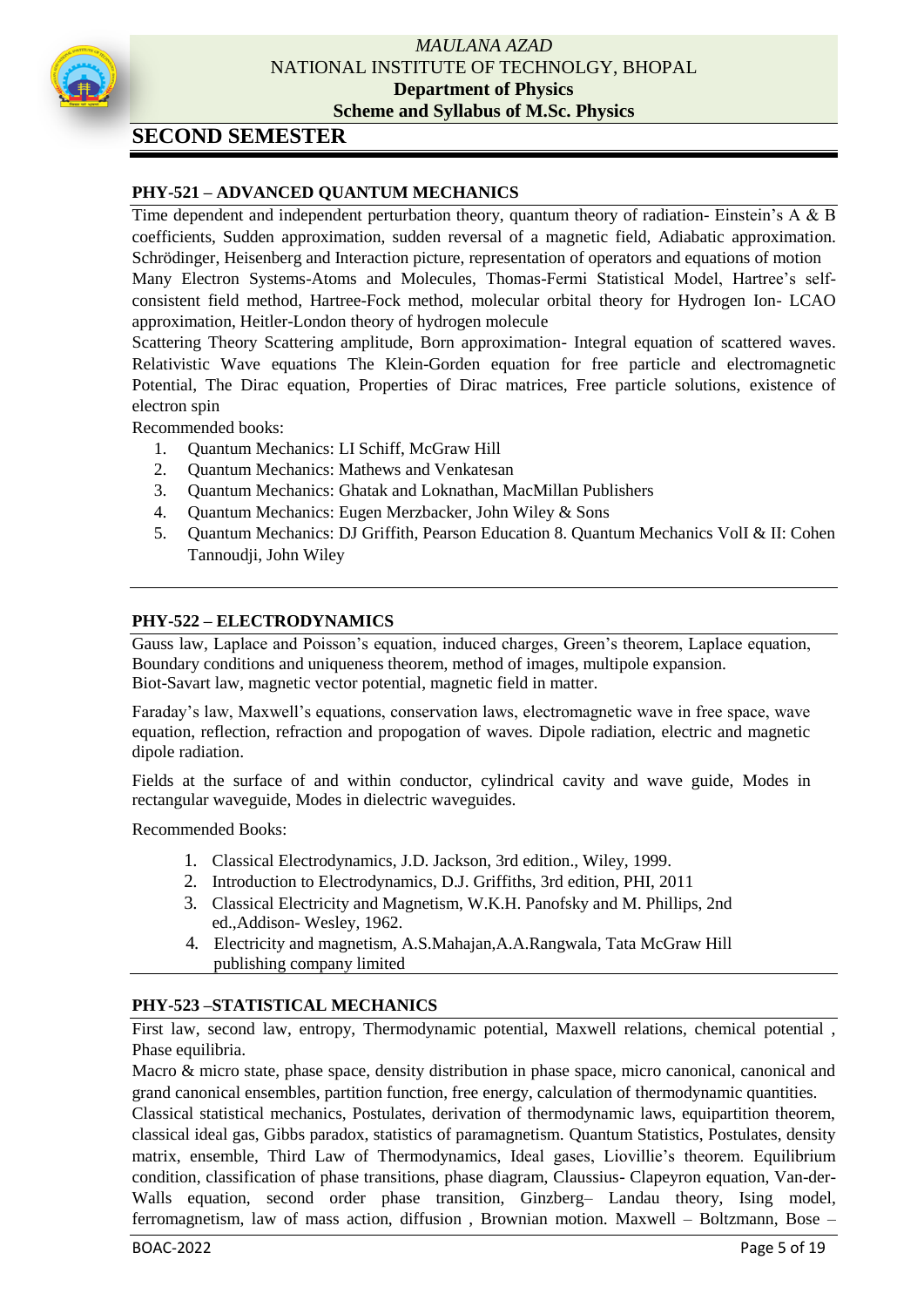## SECOND SEMESTER

### PHY-521 – ADVANCED QUANTUM MECHANICS

Time dependent and independent perturbation theory, quantum theory of radiation- Einstein's A & B coefficients, Sudden approximation, sudden reversal of a magnetic field, Adiabatic approximation. Schrödinger, Heisenberg and Interaction picture, representation of operators and equations of motion

Many Electron Systems-Atoms and Molecules, Thomas-Fermi Statistical Model, Hartree's self-consistent field method, Hartree-Fock method, molecular orbital theory for Hydrogen Ion- LCAO approximation, Heitler-London theory of hydrogen molecule

Scattering Theory Scattering amplitude, Born approximation- Integral equation of scattered waves. Relativistic Wave equations The Klein-Gorden equation for free particle and electromagnetic Potential, The Dirac equation, Properties of Dirac matrices, Free particle solutions, existence of electron spin

Recommended books:

1. Quantum Mechanics: LI Schiff, McGraw Hill
2. Quantum Mechanics: Mathews and Venkatesan
3. Quantum Mechanics: Ghatak and Loknathan, MacMillan Publishers
4. Quantum Mechanics: Eugen Merzbacker, John Wiley & Sons
5. Quantum Mechanics: DJ Griffith, Pearson Education 8. Quantum Mechanics VolI & II: Cohen Tannoudji, John Wiley

### PHY-522 – ELECTRODYNAMICS

Gauss law, Laplace and Poisson's equation, induced charges, Green's theorem, Laplace equation, Boundary conditions and uniqueness theorem, method of images, multipole expansion.
Biot-Savart law, magnetic vector potential, magnetic field in matter.

Faraday's law, Maxwell's equations, conservation laws, electromagnetic wave in free space, wave equation, reflection, refraction and propogation of waves. Dipole radiation, electric and magnetic dipole radiation.

Fields at the surface of and within conductor, cylindrical cavity and wave guide, Modes in rectangular waveguide, Modes in dielectric waveguides.

Recommended Books:

1. Classical Electrodynamics, J.D. Jackson, 3rd edition., Wiley, 1999.
2. Introduction to Electrodynamics, D.J. Griffiths, 3rd edition, PHI, 2011
3. Classical Electricity and Magnetism, W.K.H. Panofsky and M. Phillips, 2nd ed.,Addison- Wesley, 1962.
4. Electricity and magnetism, A.S.Mahajan,A.A.Rangwala, Tata McGraw Hill publishing company limited

### PHY-523 –STATISTICAL MECHANICS

First law, second law, entropy, Thermodynamic potential, Maxwell relations, chemical potential , Phase equilibria.

Macro & micro state, phase space, density distribution in phase space, micro canonical, canonical and grand canonical ensembles, partition function, free energy, calculation of thermodynamic quantities.

Classical statistical mechanics, Postulates, derivation of thermodynamic laws, equipartition theorem, classical ideal gas, Gibbs paradox, statistics of paramagnetism. Quantum Statistics, Postulates, density matrix, ensemble, Third Law of Thermodynamics, Ideal gases, Liovillie's theorem. Equilibrium condition, classification of phase transitions, phase diagram, Claussius- Clapeyron equation, Van-der-Walls equation, second order phase transition, Ginzberg– Landau theory, Ising model, ferromagnetism, law of mass action, diffusion , Brownian motion. Maxwell – Boltzmann, Bose –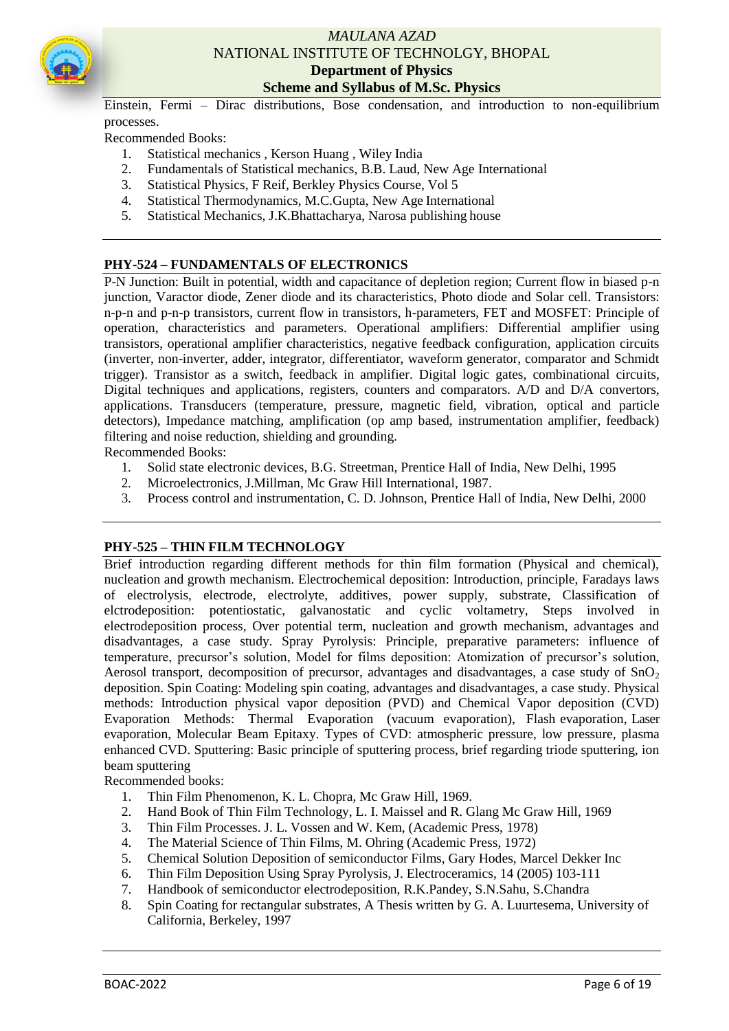Einstein, Fermi – Dirac distributions, Bose condensation, and introduction to non-equilibrium processes.

Recommended Books:

1. Statistical mechanics , Kerson Huang , Wiley India
2. Fundamentals of Statistical mechanics, B.B. Laud, New Age International
3. Statistical Physics, F Reif, Berkley Physics Course, Vol 5
4. Statistical Thermodynamics, M.C.Gupta, New Age International
5. Statistical Mechanics, J.K.Bhattacharya, Narosa publishing house

## PHY-524 – FUNDAMENTALS OF ELECTRONICS

P-N Junction: Built in potential, width and capacitance of depletion region; Current flow in biased p-n junction, Varactor diode, Zener diode and its characteristics, Photo diode and Solar cell. Transistors: n-p-n and p-n-p transistors, current flow in transistors, h-parameters, FET and MOSFET: Principle of operation, characteristics and parameters. Operational amplifiers: Differential amplifier using transistors, operational amplifier characteristics, negative feedback configuration, application circuits (inverter, non-inverter, adder, integrator, differentiator, waveform generator, comparator and Schmidt trigger). Transistor as a switch, feedback in amplifier. Digital logic gates, combinational circuits, Digital techniques and applications, registers, counters and comparators. A/D and D/A convertors, applications. Transducers (temperature, pressure, magnetic field, vibration, optical and particle detectors), Impedance matching, amplification (op amp based, instrumentation amplifier, feedback) filtering and noise reduction, shielding and grounding.

Recommended Books:

1. Solid state electronic devices, B.G. Streetman, Prentice Hall of India, New Delhi, 1995
2. Microelectronics, J.Millman, Mc Graw Hill International, 1987.
3. Process control and instrumentation, C. D. Johnson, Prentice Hall of India, New Delhi, 2000

## PHY-525 – THIN FILM TECHNOLOGY

Brief introduction regarding different methods for thin film formation (Physical and chemical), nucleation and growth mechanism. Electrochemical deposition: Introduction, principle, Faradays laws of electrolysis, electrode, electrolyte, additives, power supply, substrate, Classification of elctrodeposition: potentiostatic, galvanostatic and cyclic voltametry, Steps involved in electrodeposition process, Over potential term, nucleation and growth mechanism, advantages and disadvantages, a case study. Spray Pyrolysis: Principle, preparative parameters: influence of temperature, precursor's solution, Model for films deposition: Atomization of precursor's solution, Aerosol transport, decomposition of precursor, advantages and disadvantages, a case study of $SnO_2$ deposition. Spin Coating: Modeling spin coating, advantages and disadvantages, a case study. Physical methods: Introduction physical vapor deposition (PVD) and Chemical Vapor deposition (CVD) Evaporation Methods: Thermal Evaporation (vacuum evaporation), Flash evaporation, Laser evaporation, Molecular Beam Epitaxy. Types of CVD: atmospheric pressure, low pressure, plasma enhanced CVD. Sputtering: Basic principle of sputtering process, brief regarding triode sputtering, ion beam sputtering

Recommended books:

1. Thin Film Phenomenon, K. L. Chopra, Mc Graw Hill, 1969.
2. Hand Book of Thin Film Technology, L. I. Maissel and R. Glang Mc Graw Hill, 1969
3. Thin Film Processes. J. L. Vossen and W. Kem, (Academic Press, 1978)
4. The Material Science of Thin Films, M. Ohring (Academic Press, 1972)
5. Chemical Solution Deposition of semiconductor Films, Gary Hodes, Marcel Dekker Inc
6. Thin Film Deposition Using Spray Pyrolysis, J. Electroceramics, 14 (2005) 103-111
7. Handbook of semiconductor electrodeposition, R.K.Pandey, S.N.Sahu, S.Chandra
8. Spin Coating for rectangular substrates, A Thesis written by G. A. Luurtesema, University of California, Berkeley, 1997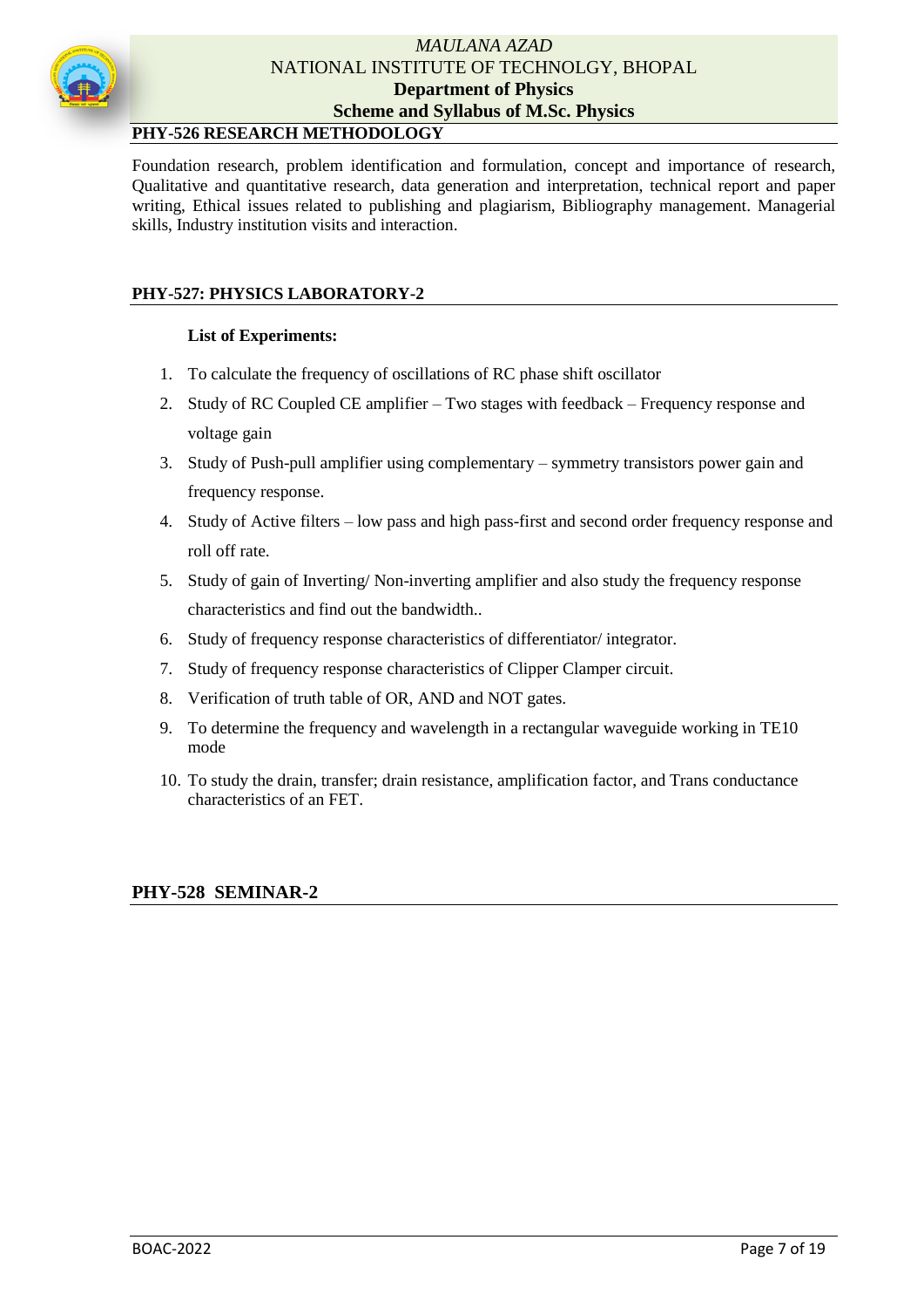## PHY-526 RESEARCH METHODOLOGY

Foundation research, problem identification and formulation, concept and importance of research, Qualitative and quantitative research, data generation and interpretation, technical report and paper writing, Ethical issues related to publishing and plagiarism, Bibliography management. Managerial skills, Industry institution visits and interaction.

## PHY-527: PHYSICS LABORATORY-2

**List of Experiments:**

1. To calculate the frequency of oscillations of RC phase shift oscillator
2. Study of RC Coupled CE amplifier – Two stages with feedback – Frequency response and voltage gain
3. Study of Push-pull amplifier using complementary – symmetry transistors power gain and frequency response.
4. Study of Active filters – low pass and high pass-first and second order frequency response and roll off rate.
5. Study of gain of Inverting/ Non-inverting amplifier and also study the frequency response characteristics and find out the bandwidth..
6. Study of frequency response characteristics of differentiator/ integrator.
7. Study of frequency response characteristics of Clipper Clamper circuit.
8. Verification of truth table of OR, AND and NOT gates.
9. To determine the frequency and wavelength in a rectangular waveguide working in TE10 mode
10. To study the drain, transfer; drain resistance, amplification factor, and Trans conductance characteristics of an FET.

## PHY-528 SEMINAR-2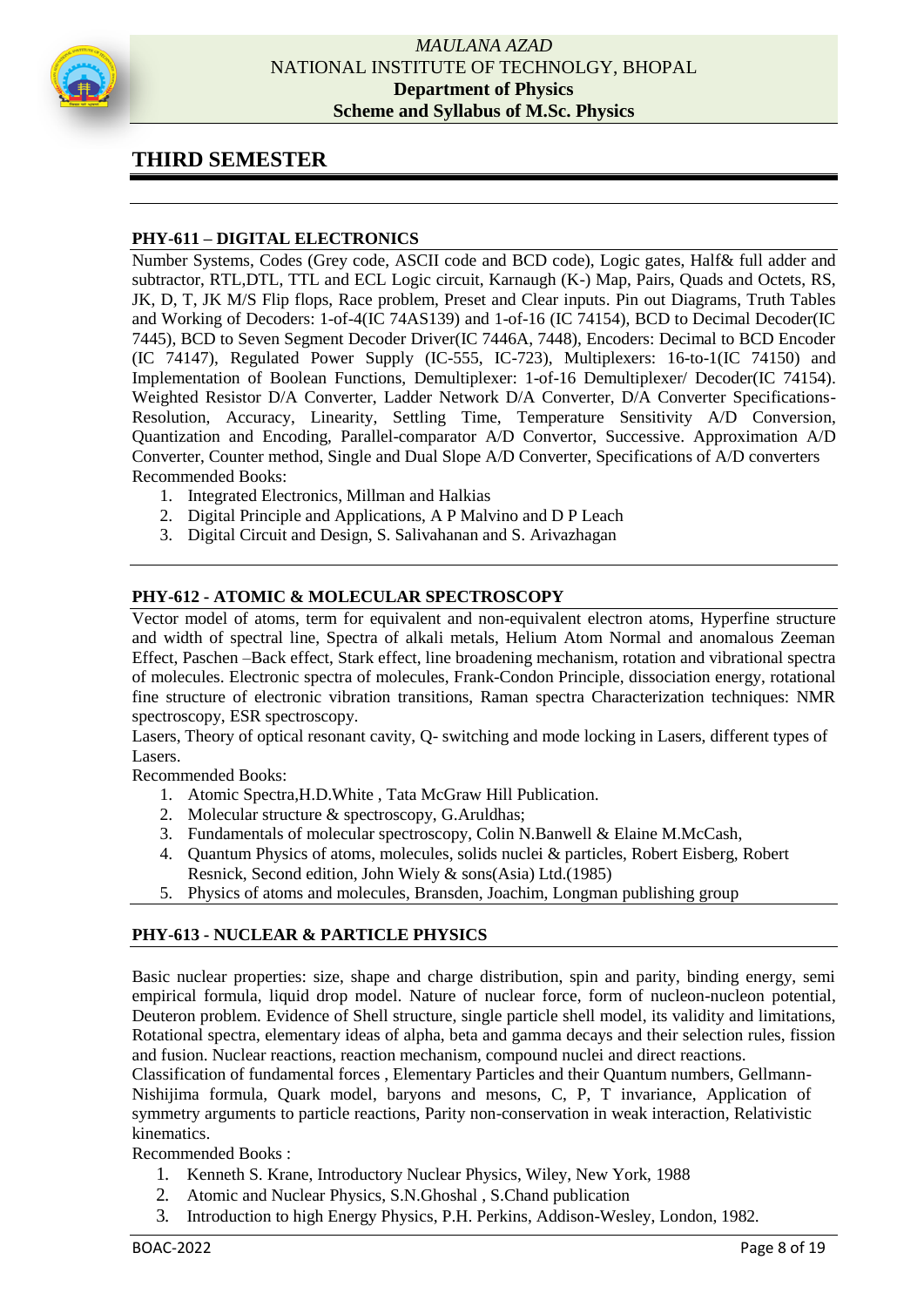# THIRD SEMESTER

## PHY-611 – DIGITAL ELECTRONICS

Number Systems, Codes (Grey code, ASCII code and BCD code), Logic gates, Half& full adder and subtractor, RTL,DTL, TTL and ECL Logic circuit, Karnaugh (K-) Map, Pairs, Quads and Octets, RS, JK, D, T, JK M/S Flip flops, Race problem, Preset and Clear inputs. Pin out Diagrams, Truth Tables and Working of Decoders: 1-of-4(IC 74AS139) and 1-of-16 (IC 74154), BCD to Decimal Decoder(IC 7445), BCD to Seven Segment Decoder Driver(IC 7446A, 7448), Encoders: Decimal to BCD Encoder (IC 74147), Regulated Power Supply (IC-555, IC-723), Multiplexers: 16-to-1(IC 74150) and Implementation of Boolean Functions, Demultiplexer: 1-of-16 Demultiplexer/ Decoder(IC 74154). Weighted Resistor D/A Converter, Ladder Network D/A Converter, D/A Converter Specifications-Resolution, Accuracy, Linearity, Settling Time, Temperature Sensitivity A/D Conversion, Quantization and Encoding, Parallel-comparator A/D Convertor, Successive. Approximation A/D Converter, Counter method, Single and Dual Slope A/D Converter, Specifications of A/D converters

Recommended Books:

1. Integrated Electronics, Millman and Halkias
2. Digital Principle and Applications, A P Malvino and D P Leach
3. Digital Circuit and Design, S. Salivahanan and S. Arivazhagan

## PHY-612 - ATOMIC & MOLECULAR SPECTROSCOPY

Vector model of atoms, term for equivalent and non-equivalent electron atoms, Hyperfine structure and width of spectral line, Spectra of alkali metals, Helium Atom Normal and anomalous Zeeman Effect, Paschen –Back effect, Stark effect, line broadening mechanism, rotation and vibrational spectra of molecules. Electronic spectra of molecules, Frank-Condon Principle, dissociation energy, rotational fine structure of electronic vibration transitions, Raman spectra Characterization techniques: NMR spectroscopy, ESR spectroscopy.

Lasers, Theory of optical resonant cavity, Q- switching and mode locking in Lasers, different types of Lasers.

Recommended Books:

1. Atomic Spectra,H.D.White , Tata McGraw Hill Publication.
2. Molecular structure & spectroscopy, G.Aruldhas;
3. Fundamentals of molecular spectroscopy, Colin N.Banwell & Elaine M.McCash,
4. Quantum Physics of atoms, molecules, solids nuclei & particles, Robert Eisberg, Robert Resnick, Second edition, John Wiely & sons(Asia) Ltd.(1985)
5. Physics of atoms and molecules, Bransden, Joachim, Longman publishing group

## PHY-613 - NUCLEAR & PARTICLE PHYSICS

Basic nuclear properties: size, shape and charge distribution, spin and parity, binding energy, semi empirical formula, liquid drop model. Nature of nuclear force, form of nucleon-nucleon potential, Deuteron problem. Evidence of Shell structure, single particle shell model, its validity and limitations, Rotational spectra, elementary ideas of alpha, beta and gamma decays and their selection rules, fission and fusion. Nuclear reactions, reaction mechanism, compound nuclei and direct reactions.

Classification of fundamental forces , Elementary Particles and their Quantum numbers, Gellmann-Nishijima formula, Quark model, baryons and mesons, C, P, T invariance, Application of symmetry arguments to particle reactions, Parity non-conservation in weak interaction, Relativistic kinematics.

Recommended Books :

1. Kenneth S. Krane, Introductory Nuclear Physics, Wiley, New York, 1988
2. Atomic and Nuclear Physics, S.N.Ghoshal , S.Chand publication
3. Introduction to high Energy Physics, P.H. Perkins, Addison-Wesley, London, 1982.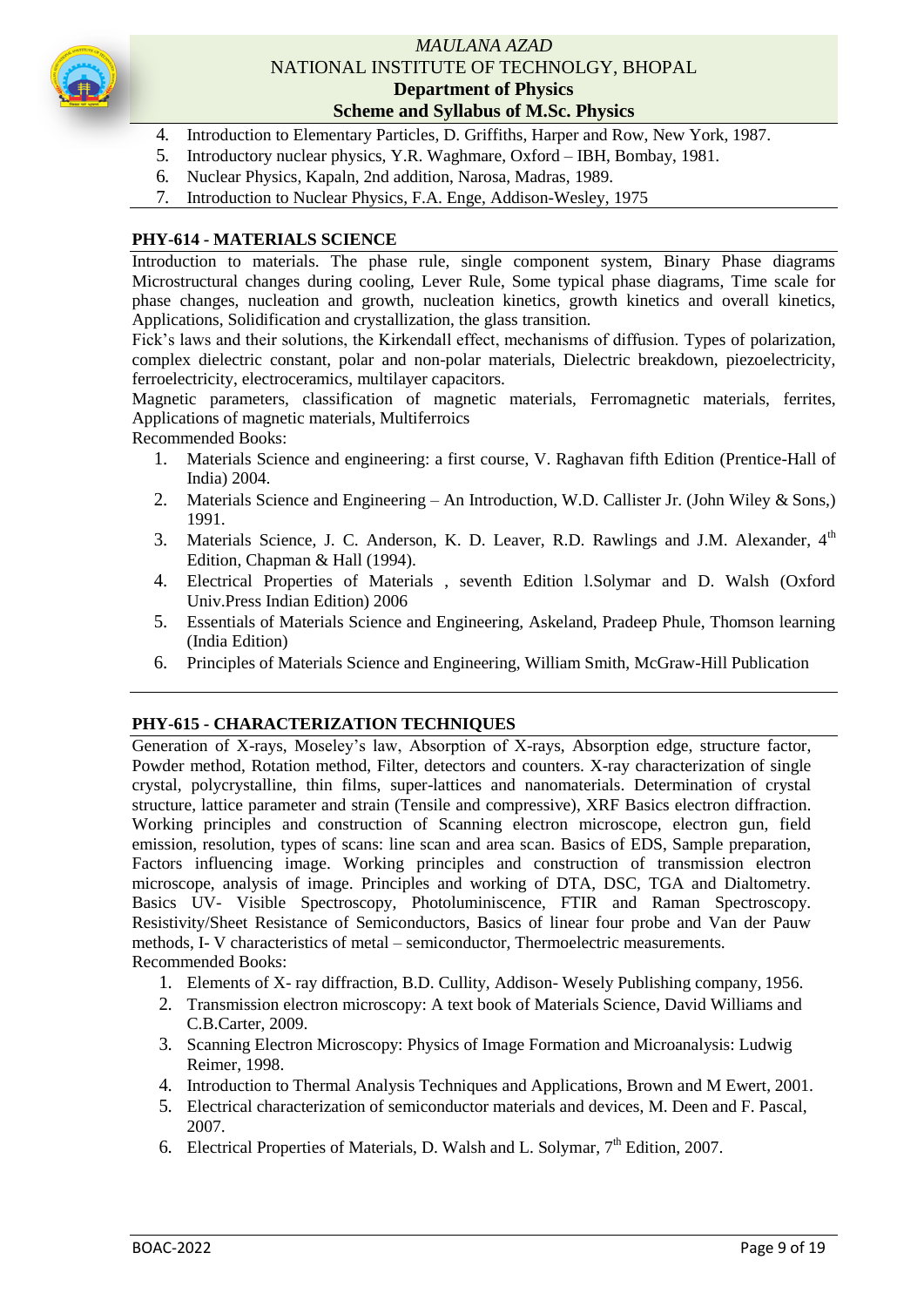4. Introduction to Elementary Particles, D. Griffiths, Harper and Row, New York, 1987.
5. Introductory nuclear physics, Y.R. Waghmare, Oxford – IBH, Bombay, 1981.
6. Nuclear Physics, Kapaln, 2nd addition, Narosa, Madras, 1989.
7. Introduction to Nuclear Physics, F.A. Enge, Addison-Wesley, 1975

## PHY-614 - MATERIALS SCIENCE

Introduction to materials. The phase rule, single component system, Binary Phase diagrams Microstructural changes during cooling, Lever Rule, Some typical phase diagrams, Time scale for phase changes, nucleation and growth, nucleation kinetics, growth kinetics and overall kinetics, Applications, Solidification and crystallization, the glass transition.

Fick's laws and their solutions, the Kirkendall effect, mechanisms of diffusion. Types of polarization, complex dielectric constant, polar and non-polar materials, Dielectric breakdown, piezoelectricity, ferroelectricity, electroceramics, multilayer capacitors.

Magnetic parameters, classification of magnetic materials, Ferromagnetic materials, ferrites, Applications of magnetic materials, Multiferroics

Recommended Books:

1. Materials Science and engineering: a first course, V. Raghavan fifth Edition (Prentice-Hall of India) 2004.
2. Materials Science and Engineering – An Introduction, W.D. Callister Jr. (John Wiley & Sons,) 1991.
3. Materials Science, J. C. Anderson, K. D. Leaver, R.D. Rawlings and J.M. Alexander, 4$^{th}$ Edition, Chapman & Hall (1994).
4. Electrical Properties of Materials , seventh Edition l.Solymar and D. Walsh (Oxford Univ.Press Indian Edition) 2006
5. Essentials of Materials Science and Engineering, Askeland, Pradeep Phule, Thomson learning (India Edition)
6. Principles of Materials Science and Engineering, William Smith, McGraw-Hill Publication

## PHY-615 - CHARACTERIZATION TECHNIQUES

Generation of X-rays, Moseley's law, Absorption of X-rays, Absorption edge, structure factor, Powder method, Rotation method, Filter, detectors and counters. X-ray characterization of single crystal, polycrystalline, thin films, super-lattices and nanomaterials. Determination of crystal structure, lattice parameter and strain (Tensile and compressive), XRF Basics electron diffraction. Working principles and construction of Scanning electron microscope, electron gun, field emission, resolution, types of scans: line scan and area scan. Basics of EDS, Sample preparation, Factors influencing image. Working principles and construction of transmission electron microscope, analysis of image. Principles and working of DTA, DSC, TGA and Dialtometry. Basics UV- Visible Spectroscopy, Photoluminiscence, FTIR and Raman Spectroscopy. Resistivity/Sheet Resistance of Semiconductors, Basics of linear four probe and Van der Pauw methods, I- V characteristics of metal – semiconductor, Thermoelectric measurements.

Recommended Books:

1. Elements of X- ray diffraction, B.D. Cullity, Addison- Wesely Publishing company, 1956.
2. Transmission electron microscopy: A text book of Materials Science, David Williams and C.B.Carter, 2009.
3. Scanning Electron Microscopy: Physics of Image Formation and Microanalysis: Ludwig Reimer, 1998.
4. Introduction to Thermal Analysis Techniques and Applications, Brown and M Ewert, 2001.
5. Electrical characterization of semiconductor materials and devices, M. Deen and F. Pascal, 2007.
6. Electrical Properties of Materials, D. Walsh and L. Solymar, 7$^{th}$ Edition, 2007.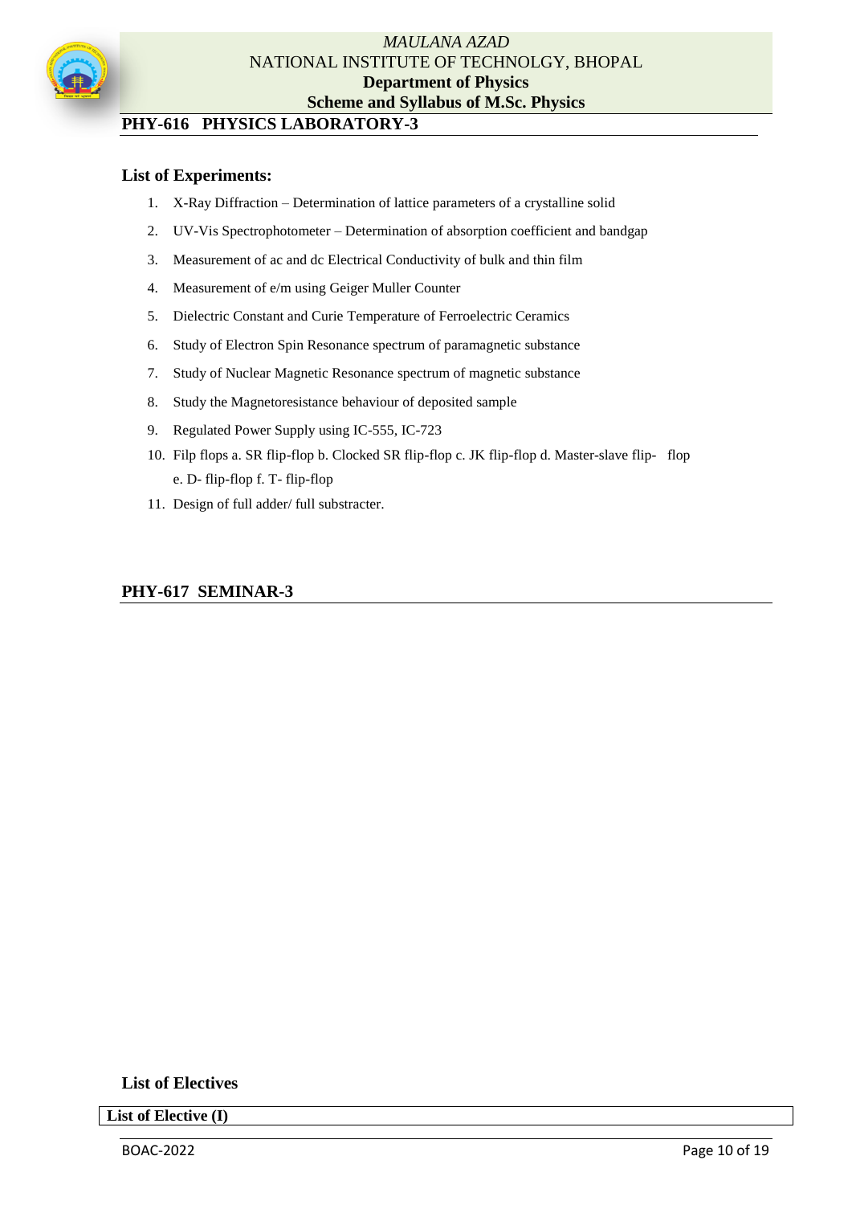## PHY-616 PHYSICS LABORATORY-3

### List of Experiments:

1. X-Ray Diffraction – Determination of lattice parameters of a crystalline solid
2. UV-Vis Spectrophotometer – Determination of absorption coefficient and bandgap
3. Measurement of ac and dc Electrical Conductivity of bulk and thin film
4. Measurement of e/m using Geiger Muller Counter
5. Dielectric Constant and Curie Temperature of Ferroelectric Ceramics
6. Study of Electron Spin Resonance spectrum of paramagnetic substance
7. Study of Nuclear Magnetic Resonance spectrum of magnetic substance
8. Study the Magnetoresistance behaviour of deposited sample
9. Regulated Power Supply using IC-555, IC-723
10. Filp flops a. SR flip-flop b. Clocked SR flip-flop c. JK flip-flop d. Master-slave flip- flop e. D- flip-flop f. T- flip-flop
11. Design of full adder/ full substracter.

## PHY-617 SEMINAR-3

### List of Electives

| List of Elective (I) |
|---|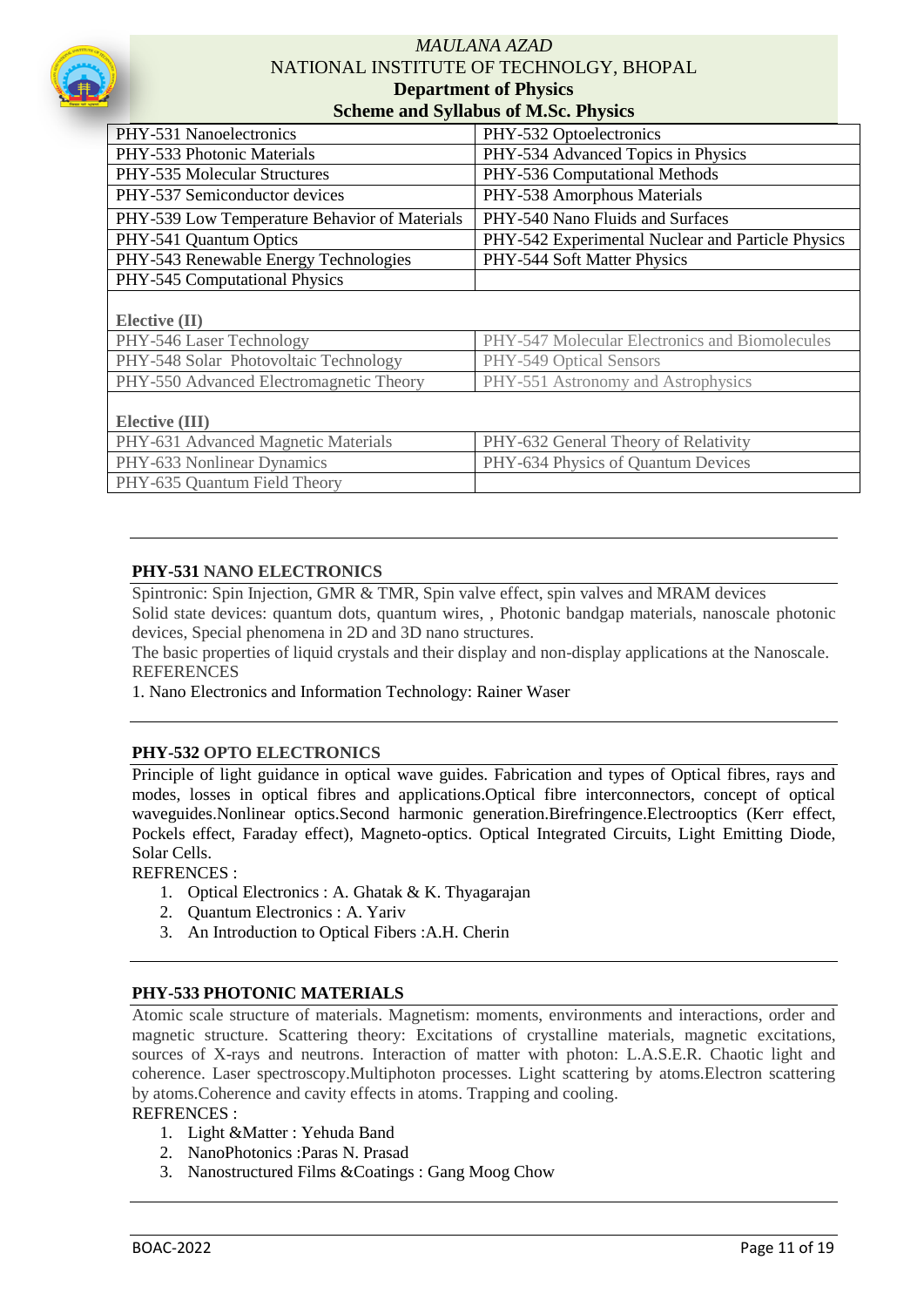MAULANA AZAD
NATIONAL INSTITUTE OF TECHNOLGY, BHOPAL
**Department of Physics**
**Scheme and Syllabus of M.Sc. Physics**

| | |
|---|---|
| PHY-531 Nanoelectronics | PHY-532 Optoelectronics |
| PHY-533 Photonic Materials | PHY-534 Advanced Topics in Physics |
| PHY-535 Molecular Structures | PHY-536 Computational Methods |
| PHY-537 Semiconductor devices | PHY-538 Amorphous Materials |
| PHY-539 Low Temperature Behavior of Materials | PHY-540 Nano Fluids and Surfaces |
| PHY-541 Quantum Optics | PHY-542 Experimental Nuclear and Particle Physics |
| PHY-543 Renewable Energy Technologies | PHY-544 Soft Matter Physics |
| PHY-545 Computational Physics | |
| **Elective (II)** | |
| PHY-546 Laser Technology | PHY-547 Molecular Electronics and Biomolecules |
| PHY-548 Solar Photovoltaic Technology | PHY-549 Optical Sensors |
| PHY-550 Advanced Electromagnetic Theory | PHY-551 Astronomy and Astrophysics |
| **Elective (III)** | |
| PHY-631 Advanced Magnetic Materials | PHY-632 General Theory of Relativity |
| PHY-633 Nonlinear Dynamics | PHY-634 Physics of Quantum Devices |
| PHY-635 Quantum Field Theory | |

---

### PHY-531 NANO ELECTRONICS

Spintronic: Spin Injection, GMR & TMR, Spin valve effect, spin valves and MRAM devices
Solid state devices: quantum dots, quantum wires, , Photonic bandgap materials, nanoscale photonic devices, Special phenomena in 2D and 3D nano structures.
The basic properties of liquid crystals and their display and non-display applications at the Nanoscale.
REFERENCES
1. Nano Electronics and Information Technology: Rainer Waser

---

### PHY-532 OPTO ELECTRONICS

Principle of light guidance in optical wave guides. Fabrication and types of Optical fibres, rays and modes, losses in optical fibres and applications.Optical fibre interconnectors, concept of optical waveguides.Nonlinear optics.Second harmonic generation.Birefringence.Electrooptics (Kerr effect, Pockels effect, Faraday effect), Magneto-optics. Optical Integrated Circuits, Light Emitting Diode, Solar Cells.
REFRENCES :

1. Optical Electronics : A. Ghatak & K. Thyagarajan
2. Quantum Electronics : A. Yariv
3. An Introduction to Optical Fibers :A.H. Cherin

---

### PHY-533 PHOTONIC MATERIALS

Atomic scale structure of materials. Magnetism: moments, environments and interactions, order and magnetic structure. Scattering theory: Excitations of crystalline materials, magnetic excitations, sources of X-rays and neutrons. Interaction of matter with photon: L.A.S.E.R. Chaotic light and coherence. Laser spectroscopy.Multiphoton processes. Light scattering by atoms.Electron scattering by atoms.Coherence and cavity effects in atoms. Trapping and cooling.
REFRENCES :

1. Light &Matter : Yehuda Band
2. NanoPhotonics :Paras N. Prasad
3. Nanostructured Films &Coatings : Gang Moog Chow

---

BOAC-2022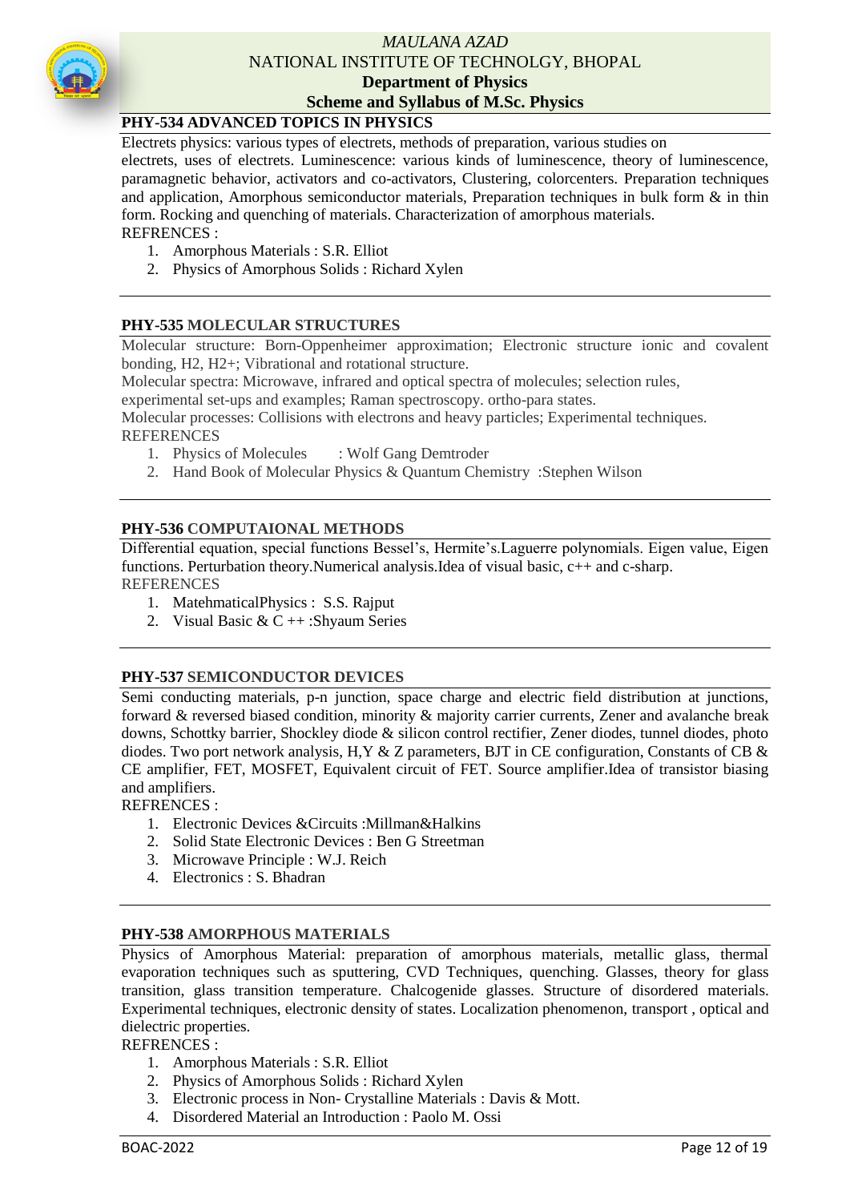## PHY-534 ADVANCED TOPICS IN PHYSICS

Electrets physics: various types of electrets, methods of preparation, various studies on electrets, uses of electrets. Luminescence: various kinds of luminescence, theory of luminescence, paramagnetic behavior, activators and co-activators, Clustering, colorcenters. Preparation techniques and application, Amorphous semiconductor materials, Preparation techniques in bulk form & in thin form. Rocking and quenching of materials. Characterization of amorphous materials.

REFRENCES :

1. Amorphous Materials : S.R. Elliot
2. Physics of Amorphous Solids : Richard Xylen

## PHY-535 MOLECULAR STRUCTURES

Molecular structure: Born-Oppenheimer approximation; Electronic structure ionic and covalent bonding, H2, H2+; Vibrational and rotational structure.

Molecular spectra: Microwave, infrared and optical spectra of molecules; selection rules, experimental set-ups and examples; Raman spectroscopy. ortho-para states.

Molecular processes: Collisions with electrons and heavy particles; Experimental techniques.

REFERENCES

1. Physics of Molecules : Wolf Gang Demtroder
2. Hand Book of Molecular Physics & Quantum Chemistry :Stephen Wilson

## PHY-536 COMPUTAIONAL METHODS

Differential equation, special functions Bessel's, Hermite's.Laguerre polynomials. Eigen value, Eigen functions. Perturbation theory.Numerical analysis.Idea of visual basic, c++ and c-sharp.

REFERENCES

1. MatehmaticalPhysics : S.S. Rajput
2. Visual Basic & C ++ :Shyaum Series

## PHY-537 SEMICONDUCTOR DEVICES

Semi conducting materials, p-n junction, space charge and electric field distribution at junctions, forward & reversed biased condition, minority & majority carrier currents, Zener and avalanche break downs, Schottky barrier, Shockley diode & silicon control rectifier, Zener diodes, tunnel diodes, photo diodes. Two port network analysis, H,Y & Z parameters, BJT in CE configuration, Constants of CB & CE amplifier, FET, MOSFET, Equivalent circuit of FET. Source amplifier.Idea of transistor biasing and amplifiers.

REFRENCES :

1. Electronic Devices &Circuits :Millman&Halkins
2. Solid State Electronic Devices : Ben G Streetman
3. Microwave Principle : W.J. Reich
4. Electronics : S. Bhadran

## PHY-538 AMORPHOUS MATERIALS

Physics of Amorphous Material: preparation of amorphous materials, metallic glass, thermal evaporation techniques such as sputtering, CVD Techniques, quenching. Glasses, theory for glass transition, glass transition temperature. Chalcogenide glasses. Structure of disordered materials. Experimental techniques, electronic density of states. Localization phenomenon, transport , optical and dielectric properties.

REFRENCES :

1. Amorphous Materials : S.R. Elliot
2. Physics of Amorphous Solids : Richard Xylen
3. Electronic process in Non- Crystalline Materials : Davis & Mott.
4. Disordered Material an Introduction : Paolo M. Ossi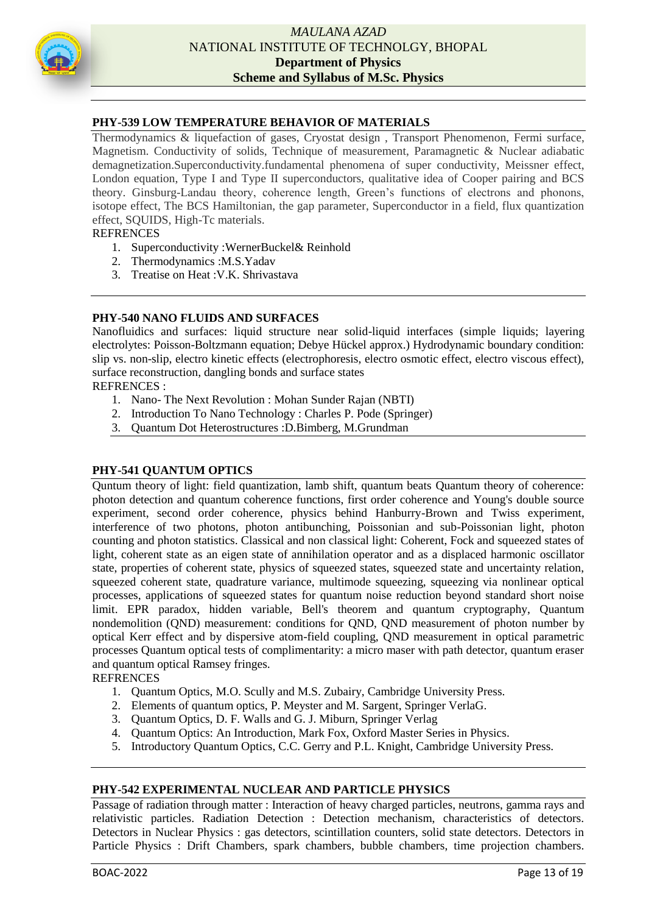## PHY-539 LOW TEMPERATURE BEHAVIOR OF MATERIALS

Thermodynamics & liquefaction of gases, Cryostat design , Transport Phenomenon, Fermi surface, Magnetism. Conductivity of solids, Technique of measurement, Paramagnetic & Nuclear adiabatic demagnetization.Superconductivity.fundamental phenomena of super conductivity, Meissner effect, London equation, Type I and Type II superconductors, qualitative idea of Cooper pairing and BCS theory. Ginsburg-Landau theory, coherence length, Green's functions of electrons and phonons, isotope effect, The BCS Hamiltonian, the gap parameter, Superconductor in a field, flux quantization effect, SQUIDS, High-Tc materials.

REFRENCES

1. Superconductivity :WernerBuckel& Reinhold
2. Thermodynamics :M.S.Yadav
3. Treatise on Heat :V.K. Shrivastava

## PHY-540 NANO FLUIDS AND SURFACES

Nanofluidics and surfaces: liquid structure near solid-liquid interfaces (simple liquids; layering electrolytes: Poisson-Boltzmann equation; Debye Hückel approx.) Hydrodynamic boundary condition: slip vs. non-slip, electro kinetic effects (electrophoresis, electro osmotic effect, electro viscous effect), surface reconstruction, dangling bonds and surface states

REFRENCES :

1. Nano- The Next Revolution : Mohan Sunder Rajan (NBTI)
2. Introduction To Nano Technology : Charles P. Pode (Springer)
3. Quantum Dot Heterostructures :D.Bimberg, M.Grundman

## PHY-541 QUANTUM OPTICS

Quntum theory of light: field quantization, lamb shift, quantum beats Quantum theory of coherence: photon detection and quantum coherence functions, first order coherence and Young's double source experiment, second order coherence, physics behind Hanburry-Brown and Twiss experiment, interference of two photons, photon antibunching, Poissonian and sub-Poissonian light, photon counting and photon statistics. Classical and non classical light: Coherent, Fock and squeezed states of light, coherent state as an eigen state of annihilation operator and as a displaced harmonic oscillator state, properties of coherent state, physics of squeezed states, squeezed state and uncertainty relation, squeezed coherent state, quadrature variance, multimode squeezing, squeezing via nonlinear optical processes, applications of squeezed states for quantum noise reduction beyond standard short noise limit. EPR paradox, hidden variable, Bell's theorem and quantum cryptography, Quantum nondemolition (QND) measurement: conditions for QND, QND measurement of photon number by optical Kerr effect and by dispersive atom-field coupling, QND measurement in optical parametric processes Quantum optical tests of complimentarity: a micro maser with path detector, quantum eraser and quantum optical Ramsey fringes.

REFRENCES

1. Quantum Optics, M.O. Scully and M.S. Zubairy, Cambridge University Press.
2. Elements of quantum optics, P. Meyster and M. Sargent, Springer VerlaG.
3. Quantum Optics, D. F. Walls and G. J. Miburn, Springer Verlag
4. Quantum Optics: An Introduction, Mark Fox, Oxford Master Series in Physics.
5. Introductory Quantum Optics, C.C. Gerry and P.L. Knight, Cambridge University Press.

## PHY-542 EXPERIMENTAL NUCLEAR AND PARTICLE PHYSICS

Passage of radiation through matter : Interaction of heavy charged particles, neutrons, gamma rays and relativistic particles. Radiation Detection : Detection mechanism, characteristics of detectors. Detectors in Nuclear Physics : gas detectors, scintillation counters, solid state detectors. Detectors in Particle Physics : Drift Chambers, spark chambers, bubble chambers, time projection chambers.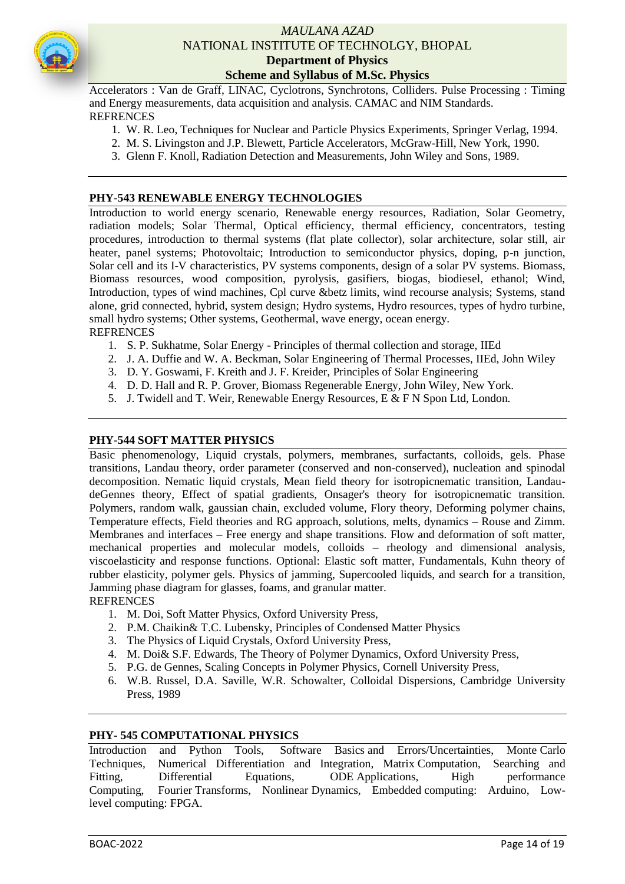Accelerators : Van de Graff, LINAC, Cyclotrons, Synchrotons, Colliders. Pulse Processing : Timing and Energy measurements, data acquisition and analysis. CAMAC and NIM Standards.

REFRENCES

1. W. R. Leo, Techniques for Nuclear and Particle Physics Experiments, Springer Verlag, 1994.
2. M. S. Livingston and J.P. Blewett, Particle Accelerators, McGraw-Hill, New York, 1990.
3. Glenn F. Knoll, Radiation Detection and Measurements, John Wiley and Sons, 1989.

---

### PHY-543 RENEWABLE ENERGY TECHNOLOGIES

Introduction to world energy scenario, Renewable energy resources, Radiation, Solar Geometry, radiation models; Solar Thermal, Optical efficiency, thermal efficiency, concentrators, testing procedures, introduction to thermal systems (flat plate collector), solar architecture, solar still, air heater, panel systems; Photovoltaic; Introduction to semiconductor physics, doping, p-n junction, Solar cell and its I-V characteristics, PV systems components, design of a solar PV systems. Biomass, Biomass resources, wood composition, pyrolysis, gasifiers, biogas, biodiesel, ethanol; Wind, Introduction, types of wind machines, Cpl curve &betz limits, wind recourse analysis; Systems, stand alone, grid connected, hybrid, system design; Hydro systems, Hydro resources, types of hydro turbine, small hydro systems; Other systems, Geothermal, wave energy, ocean energy.

REFRENCES

1. S. P. Sukhatme, Solar Energy - Principles of thermal collection and storage, IIEd
2. J. A. Duffie and W. A. Beckman, Solar Engineering of Thermal Processes, IIEd, John Wiley
3. D. Y. Goswami, F. Kreith and J. F. Kreider, Principles of Solar Engineering
4. D. D. Hall and R. P. Grover, Biomass Regenerable Energy, John Wiley, New York.
5. J. Twidell and T. Weir, Renewable Energy Resources, E & F N Spon Ltd, London.

---

### PHY-544 SOFT MATTER PHYSICS

Basic phenomenology, Liquid crystals, polymers, membranes, surfactants, colloids, gels. Phase transitions, Landau theory, order parameter (conserved and non-conserved), nucleation and spinodal decomposition. Nematic liquid crystals, Mean field theory for isotropicnematic transition, Landau-deGennes theory, Effect of spatial gradients, Onsager's theory for isotropicnematic transition. Polymers, random walk, gaussian chain, excluded volume, Flory theory, Deforming polymer chains, Temperature effects, Field theories and RG approach, solutions, melts, dynamics – Rouse and Zimm. Membranes and interfaces – Free energy and shape transitions. Flow and deformation of soft matter, mechanical properties and molecular models, colloids – rheology and dimensional analysis, viscoelasticity and response functions. Optional: Elastic soft matter, Fundamentals, Kuhn theory of rubber elasticity, polymer gels. Physics of jamming, Supercooled liquids, and search for a transition, Jamming phase diagram for glasses, foams, and granular matter.

REFRENCES

1. M. Doi, Soft Matter Physics, Oxford University Press,
2. P.M. Chaikin& T.C. Lubensky, Principles of Condensed Matter Physics
3. The Physics of Liquid Crystals, Oxford University Press,
4. M. Doi& S.F. Edwards, The Theory of Polymer Dynamics, Oxford University Press,
5. P.G. de Gennes, Scaling Concepts in Polymer Physics, Cornell University Press,
6. W.B. Russel, D.A. Saville, W.R. Schowalter, Colloidal Dispersions, Cambridge University Press, 1989

---

### PHY- 545 COMPUTATIONAL PHYSICS

Introduction and Python Tools, Software Basics and Errors/Uncertainties, Monte Carlo Techniques, Numerical Differentiation and Integration, Matrix Computation, Searching and Fitting, Differential Equations, ODE Applications, High performance Computing, Fourier Transforms, Nonlinear Dynamics, Embedded computing: Arduino, Low-level computing: FPGA.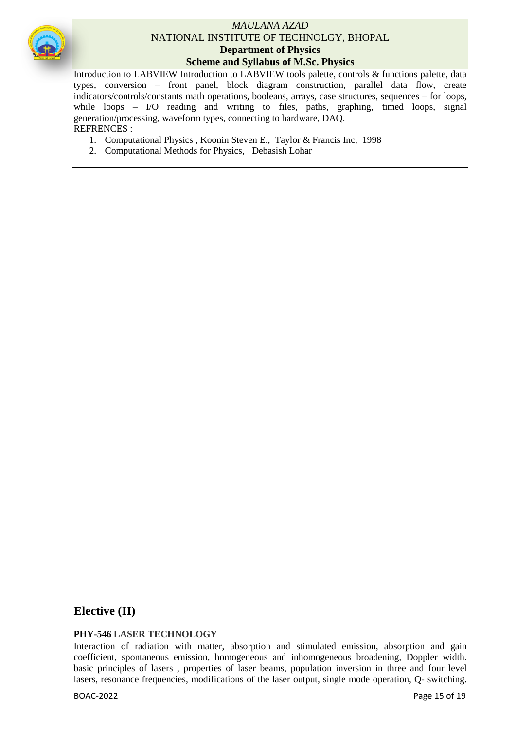Introduction to LABVIEW Introduction to LABVIEW tools palette, controls & functions palette, data types, conversion – front panel, block diagram construction, parallel data flow, create indicators/controls/constants math operations, booleans, arrays, case structures, sequences – for loops, while loops – I/O reading and writing to files, paths, graphing, timed loops, signal generation/processing, waveform types, connecting to hardware, DAQ.

REFRENCES :

1. Computational Physics , Koonin Steven E., Taylor & Francis Inc, 1998
2. Computational Methods for Physics, Debasish Lohar

## Elective (II)

### PHY-546 LASER TECHNOLOGY

Interaction of radiation with matter, absorption and stimulated emission, absorption and gain coefficient, spontaneous emission, homogeneous and inhomogeneous broadening, Doppler width. basic principles of lasers , properties of laser beams, population inversion in three and four level lasers, resonance frequencies, modifications of the laser output, single mode operation, Q- switching.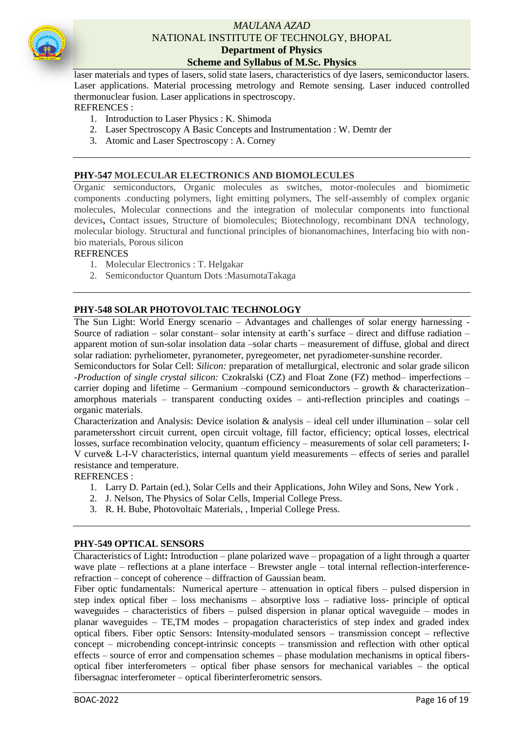laser materials and types of lasers, solid state lasers, characteristics of dye lasers, semiconductor lasers. Laser applications. Material processing metrology and Remote sensing. Laser induced controlled thermonuclear fusion. Laser applications in spectroscopy.

REFRENCES :

1. Introduction to Laser Physics : K. Shimoda
2. Laser Spectroscopy A Basic Concepts and Instrumentation : W. Demtr der
3. Atomic and Laser Spectroscopy : A. Corney

---

### PHY-547 MOLECULAR ELECTRONICS AND BIOMOLECULES

Organic semiconductors, Organic molecules as switches, motor-molecules and biomimetic components .conducting polymers, light emitting polymers, The self-assembly of complex organic molecules, Molecular connections and the integration of molecular components into functional devices**,** Contact issues, Structure of biomolecules; Biotechnology, recombinant DNA technology, molecular biology. Structural and functional principles of bionanomachines, Interfacing bio with non-bio materials, Porous silicon

REFRENCES

1. Molecular Electronics : T. Helgakar
2. Semiconductor Quantum Dots :MasumotaTakaga

---

### PHY-548 SOLAR PHOTOVOLTAIC TECHNOLOGY

The Sun Light: World Energy scenario – Advantages and challenges of solar energy harnessing - Source of radiation – solar constant– solar intensity at earth's surface – direct and diffuse radiation – apparent motion of sun-solar insolation data –solar charts – measurement of diffuse, global and direct solar radiation: pyrheliometer, pyranometer, pyregeometer, net pyradiometer-sunshine recorder.

Semiconductors for Solar Cell: *Silicon:* preparation of metallurgical, electronic and solar grade silicon -*Production of single crystal silicon:* Czokralski (CZ) and Float Zone (FZ) method– imperfections – carrier doping and lifetime – Germanium –compound semiconductors – growth & characterization– amorphous materials – transparent conducting oxides – anti-reflection principles and coatings – organic materials.

Characterization and Analysis: Device isolation & analysis – ideal cell under illumination – solar cell parametersshort circuit current, open circuit voltage, fill factor, efficiency; optical losses, electrical losses, surface recombination velocity, quantum efficiency – measurements of solar cell parameters; I-V curve& L-I-V characteristics, internal quantum yield measurements – effects of series and parallel resistance and temperature.

REFRENCES :

1. Larry D. Partain (ed.), Solar Cells and their Applications, John Wiley and Sons, New York .
2. J. Nelson, The Physics of Solar Cells, Imperial College Press.
3. R. H. Bube, Photovoltaic Materials, , Imperial College Press.

---

### PHY-549 OPTICAL SENSORS

Characteristics of Light**:** Introduction – plane polarized wave – propagation of a light through a quarter wave plate – reflections at a plane interface – Brewster angle – total internal reflection-interference-refraction – concept of coherence – diffraction of Gaussian beam.

Fiber optic fundamentals: Numerical aperture – attenuation in optical fibers – pulsed dispersion in step index optical fiber – loss mechanisms – absorptive loss – radiative loss- principle of optical waveguides – characteristics of fibers – pulsed dispersion in planar optical waveguide – modes in planar waveguides – TE,TM modes – propagation characteristics of step index and graded index optical fibers. Fiber optic Sensors: Intensity-modulated sensors – transmission concept – reflective concept – microbending concept-intrinsic concepts – transmission and reflection with other optical effects – source of error and compensation schemes – phase modulation mechanisms in optical fibers-optical fiber interferometers – optical fiber phase sensors for mechanical variables – the optical fibersagnac interferometer – optical fiberinterferometric sensors.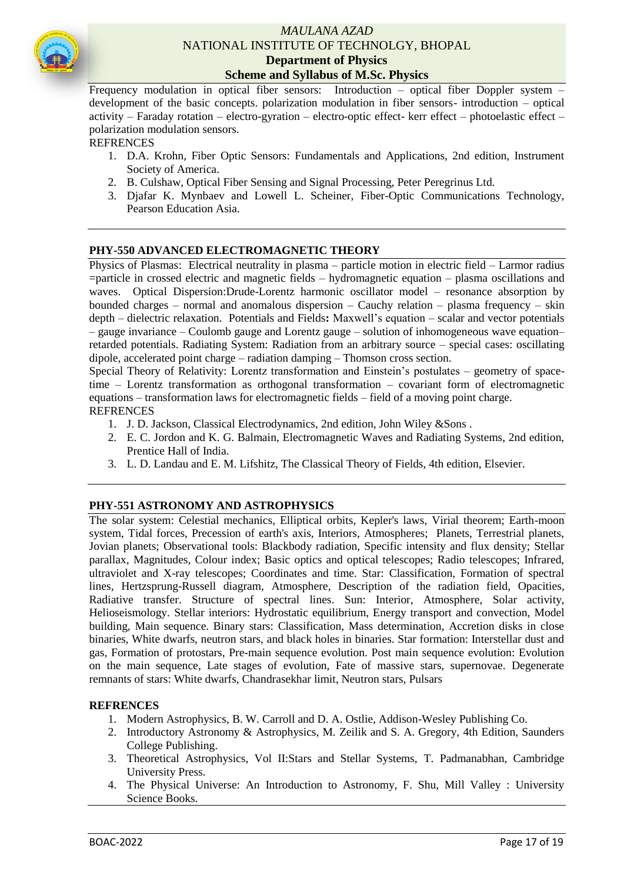Frequency modulation in optical fiber sensors: Introduction – optical fiber Doppler system – development of the basic concepts. polarization modulation in fiber sensors- introduction – optical activity – Faraday rotation – electro-gyration – electro-optic effect- kerr effect – photoelastic effect – polarization modulation sensors.

REFRENCES

1. D.A. Krohn, Fiber Optic Sensors: Fundamentals and Applications, 2nd edition, Instrument Society of America.
2. B. Culshaw, Optical Fiber Sensing and Signal Processing, Peter Peregrinus Ltd.
3. Djafar K. Mynbaev and Lowell L. Scheiner, Fiber-Optic Communications Technology, Pearson Education Asia.

---

## PHY-550 ADVANCED ELECTROMAGNETIC THEORY

Physics of Plasmas: Electrical neutrality in plasma – particle motion in electric field – Larmor radius =particle in crossed electric and magnetic fields – hydromagnetic equation – plasma oscillations and waves. Optical Dispersion:Drude-Lorentz harmonic oscillator model – resonance absorption by bounded charges – normal and anomalous dispersion – Cauchy relation – plasma frequency – skin depth – dielectric relaxation. Potentials and Fields**:** Maxwell's equation – scalar and vector potentials – gauge invariance – Coulomb gauge and Lorentz gauge – solution of inhomogeneous wave equation– retarded potentials. Radiating System: Radiation from an arbitrary source – special cases: oscillating dipole, accelerated point charge – radiation damping – Thomson cross section.

Special Theory of Relativity: Lorentz transformation and Einstein's postulates – geometry of space-time – Lorentz transformation as orthogonal transformation – covariant form of electromagnetic equations – transformation laws for electromagnetic fields – field of a moving point charge.

REFRENCES

1. J. D. Jackson, Classical Electrodynamics, 2nd edition, John Wiley &Sons .
2. E. C. Jordon and K. G. Balmain, Electromagnetic Waves and Radiating Systems, 2nd edition, Prentice Hall of India.
3. L. D. Landau and E. M. Lifshitz, The Classical Theory of Fields, 4th edition, Elsevier.

---

## PHY-551 ASTRONOMY AND ASTROPHYSICS

The solar system: Celestial mechanics, Elliptical orbits, Kepler's laws, Virial theorem; Earth-moon system, Tidal forces, Precession of earth's axis, Interiors, Atmospheres; Planets, Terrestrial planets, Jovian planets; Observational tools: Blackbody radiation, Specific intensity and flux density; Stellar parallax, Magnitudes, Colour index; Basic optics and optical telescopes; Radio telescopes; Infrared, ultraviolet and X-ray telescopes; Coordinates and time. Star: Classification, Formation of spectral lines, Hertzsprung-Russell diagram, Atmosphere, Description of the radiation field, Opacities, Radiative transfer. Structure of spectral lines. Sun: Interior, Atmosphere, Solar activity, Helioseismology. Stellar interiors: Hydrostatic equilibrium, Energy transport and convection, Model building, Main sequence. Binary stars: Classification, Mass determination, Accretion disks in close binaries, White dwarfs, neutron stars, and black holes in binaries. Star formation: Interstellar dust and gas, Formation of protostars, Pre-main sequence evolution. Post main sequence evolution: Evolution on the main sequence, Late stages of evolution, Fate of massive stars, supernovae. Degenerate remnants of stars: White dwarfs, Chandrasekhar limit, Neutron stars, Pulsars

**REFRENCES**

1. Modern Astrophysics, B. W. Carroll and D. A. Ostlie, Addison-Wesley Publishing Co.
2. Introductory Astronomy & Astrophysics, M. Zeilik and S. A. Gregory, 4th Edition, Saunders College Publishing.
3. Theoretical Astrophysics, Vol II:Stars and Stellar Systems, T. Padmanabhan, Cambridge University Press.
4. The Physical Universe: An Introduction to Astronomy, F. Shu, Mill Valley : University Science Books.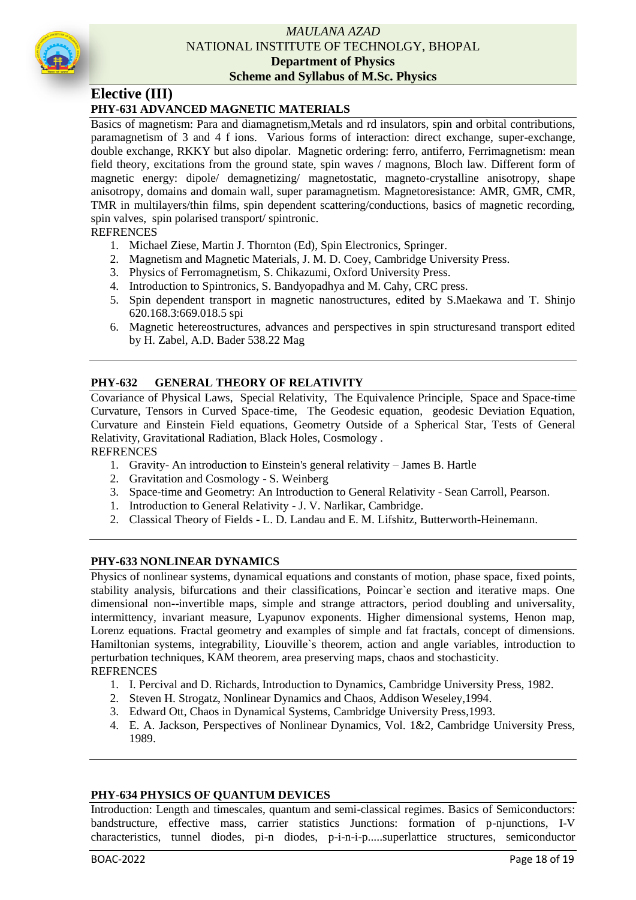## Elective (III)

### PHY-631 ADVANCED MAGNETIC MATERIALS

Basics of magnetism: Para and diamagnetism,Metals and rd insulators, spin and orbital contributions, paramagnetism of 3 and 4 f ions. Various forms of interaction: direct exchange, super-exchange, double exchange, RKKY but also dipolar. Magnetic ordering: ferro, antiferro, Ferrimagnetism: mean field theory, excitations from the ground state, spin waves / magnons, Bloch law. Different form of magnetic energy: dipole/ demagnetizing/ magnetostatic, magneto-crystalline anisotropy, shape anisotropy, domains and domain wall, super paramagnetism. Magnetoresistance: AMR, GMR, CMR, TMR in multilayers/thin films, spin dependent scattering/conductions, basics of magnetic recording, spin valves, spin polarised transport/ spintronic.

REFRENCES

1. Michael Ziese, Martin J. Thornton (Ed), Spin Electronics, Springer.
2. Magnetism and Magnetic Materials, J. M. D. Coey, Cambridge University Press.
3. Physics of Ferromagnetism, S. Chikazumi, Oxford University Press.
4. Introduction to Spintronics, S. Bandyopadhya and M. Cahy, CRC press.
5. Spin dependent transport in magnetic nanostructures, edited by S.Maekawa and T. Shinjo 620.168.3:669.018.5 spi
6. Magnetic hetereostructures, advances and perspectives in spin structuresand transport edited by H. Zabel, A.D. Bader 538.22 Mag

### PHY-632 GENERAL THEORY OF RELATIVITY

Covariance of Physical Laws, Special Relativity, The Equivalence Principle, Space and Space-time Curvature, Tensors in Curved Space-time, The Geodesic equation, geodesic Deviation Equation, Curvature and Einstein Field equations, Geometry Outside of a Spherical Star, Tests of General Relativity, Gravitational Radiation, Black Holes, Cosmology .

REFRENCES

1. Gravity- An introduction to Einstein's general relativity – James B. Hartle
2. Gravitation and Cosmology - S. Weinberg
3. Space-time and Geometry: An Introduction to General Relativity - Sean Carroll, Pearson.
1. Introduction to General Relativity - J. V. Narlikar, Cambridge.
2. Classical Theory of Fields - L. D. Landau and E. M. Lifshitz, Butterworth-Heinemann.

### PHY-633 NONLINEAR DYNAMICS

Physics of nonlinear systems, dynamical equations and constants of motion, phase space, fixed points, stability analysis, bifurcations and their classifications, Poincar`e section and iterative maps. One dimensional non--invertible maps, simple and strange attractors, period doubling and universality, intermittency, invariant measure, Lyapunov exponents. Higher dimensional systems, Henon map, Lorenz equations. Fractal geometry and examples of simple and fat fractals, concept of dimensions. Hamiltonian systems, integrability, Liouville`s theorem, action and angle variables, introduction to perturbation techniques, KAM theorem, area preserving maps, chaos and stochasticity.

REFRENCES

1. I. Percival and D. Richards, Introduction to Dynamics, Cambridge University Press, 1982.
2. Steven H. Strogatz, Nonlinear Dynamics and Chaos, Addison Weseley,1994.
3. Edward Ott, Chaos in Dynamical Systems, Cambridge University Press,1993.
4. E. A. Jackson, Perspectives of Nonlinear Dynamics, Vol. 1&2, Cambridge University Press, 1989.

### PHY-634 PHYSICS OF QUANTUM DEVICES

Introduction: Length and timescales, quantum and semi-classical regimes. Basics of Semiconductors: bandstructure, effective mass, carrier statistics Junctions: formation of p-njunctions, I-V characteristics, tunnel diodes, pi-n diodes, p-i-n-i-p.....superlattice structures, semiconductor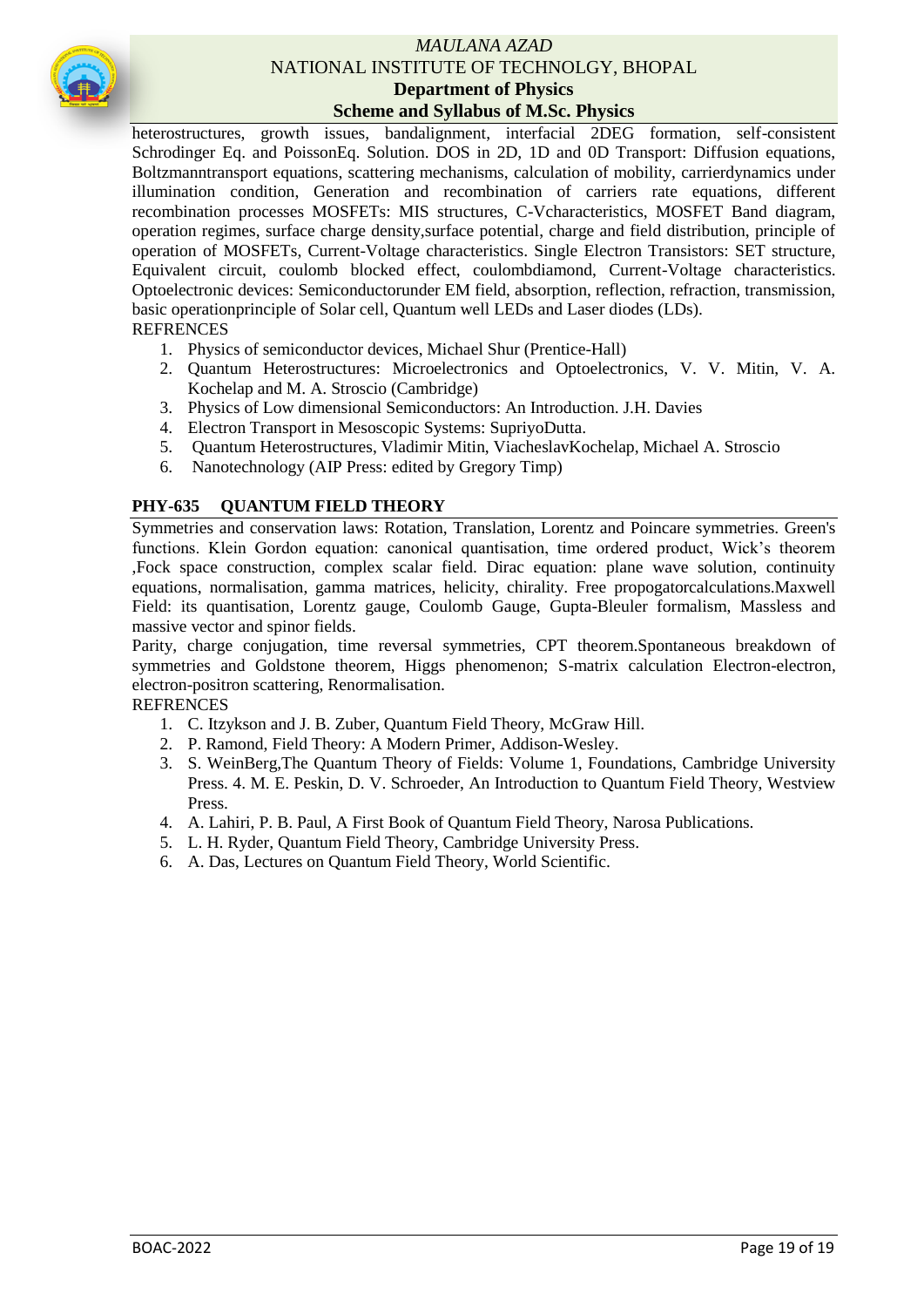heterostructures, growth issues, bandalignment, interfacial 2DEG formation, self-consistent Schrodinger Eq. and PoissonEq. Solution. DOS in 2D, 1D and 0D Transport: Diffusion equations, Boltzmanntransport equations, scattering mechanisms, calculation of mobility, carrierdynamics under illumination condition, Generation and recombination of carriers rate equations, different recombination processes MOSFETs: MIS structures, C-Vcharacteristics, MOSFET Band diagram, operation regimes, surface charge density,surface potential, charge and field distribution, principle of operation of MOSFETs, Current-Voltage characteristics. Single Electron Transistors: SET structure, Equivalent circuit, coulomb blocked effect, coulombdiamond, Current-Voltage characteristics. Optoelectronic devices: Semiconductorunder EM field, absorption, reflection, refraction, transmission, basic operationprinciple of Solar cell, Quantum well LEDs and Laser diodes (LDs).

REFRENCES

1. Physics of semiconductor devices, Michael Shur (Prentice-Hall)
2. Quantum Heterostructures: Microelectronics and Optoelectronics, V. V. Mitin, V. A. Kochelap and M. A. Stroscio (Cambridge)
3. Physics of Low dimensional Semiconductors: An Introduction. J.H. Davies
4. Electron Transport in Mesoscopic Systems: SupriyoDutta.
5. Quantum Heterostructures, Vladimir Mitin, ViacheslavKochelap, Michael A. Stroscio
6. Nanotechnology (AIP Press: edited by Gregory Timp)

## PHY-635 QUANTUM FIELD THEORY

Symmetries and conservation laws: Rotation, Translation, Lorentz and Poincare symmetries. Green's functions. Klein Gordon equation: canonical quantisation, time ordered product, Wick's theorem ,Fock space construction, complex scalar field. Dirac equation: plane wave solution, continuity equations, normalisation, gamma matrices, helicity, chirality. Free propogatorcalculations.Maxwell Field: its quantisation, Lorentz gauge, Coulomb Gauge, Gupta-Bleuler formalism, Massless and massive vector and spinor fields.

Parity, charge conjugation, time reversal symmetries, CPT theorem.Spontaneous breakdown of symmetries and Goldstone theorem, Higgs phenomenon; S-matrix calculation Electron-electron, electron-positron scattering, Renormalisation.

REFRENCES

1. C. Itzykson and J. B. Zuber, Quantum Field Theory, McGraw Hill.
2. P. Ramond, Field Theory: A Modern Primer, Addison-Wesley.
3. S. WeinBerg,The Quantum Theory of Fields: Volume 1, Foundations, Cambridge University Press. 4. M. E. Peskin, D. V. Schroeder, An Introduction to Quantum Field Theory, Westview Press.
4. A. Lahiri, P. B. Paul, A First Book of Quantum Field Theory, Narosa Publications.
5. L. H. Ryder, Quantum Field Theory, Cambridge University Press.
6. A. Das, Lectures on Quantum Field Theory, World Scientific.